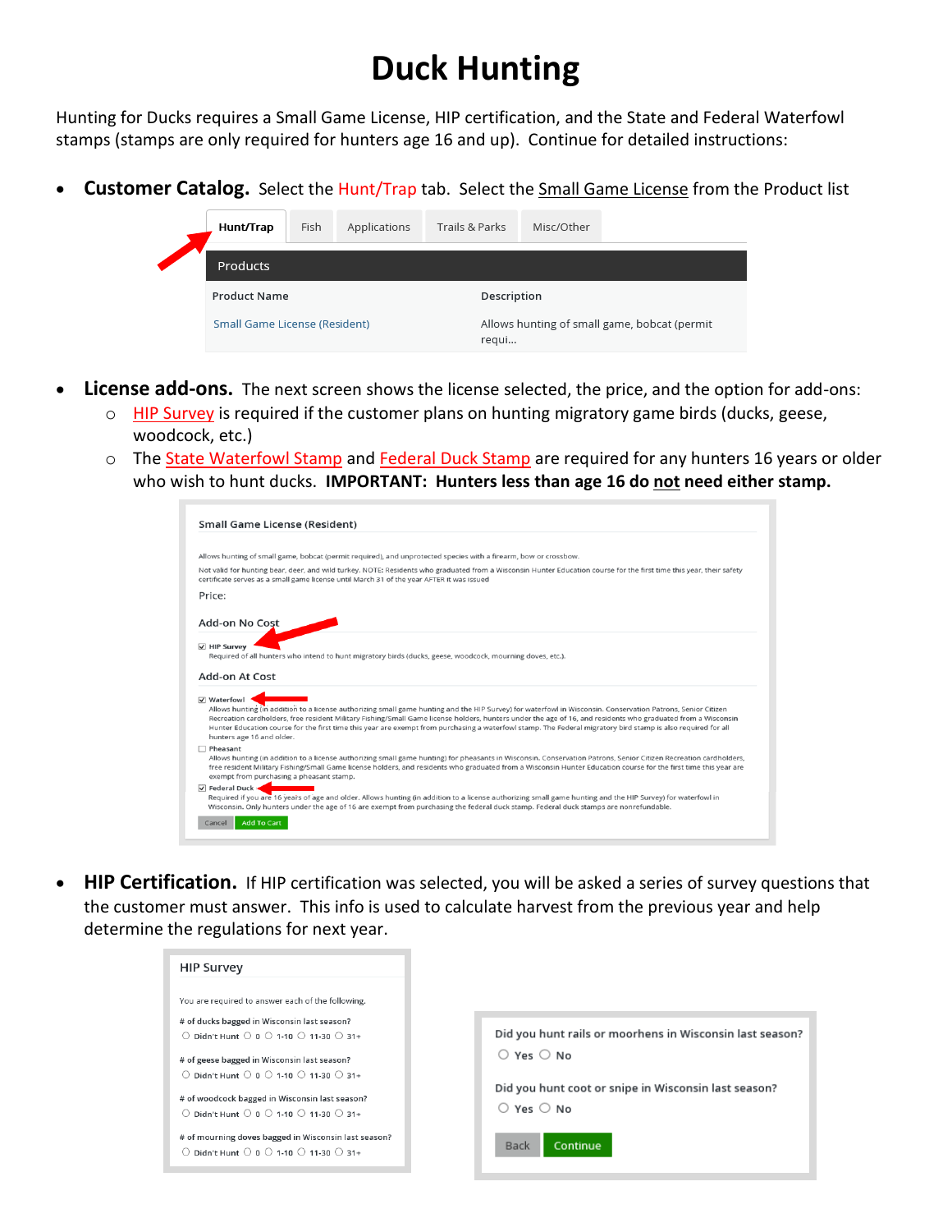# Duck Hunting

Hunting for Ducks requires a Small Game License, HIP certification, and the State and Federal Waterfowl stamps (stamps are only required for hunters age 16 and up). Continue for detailed instructions:

- **Customer Catalog.** Select the Hunt/Trap tab. Select the Small Game License from the Product list

Hunt/Trap | Fish | Applications | Trails & Parks | Misc/Other

Products

| Product Name | Description |
| --- | --- |
| Small Game License (Resident) | Allows hunting of small game, bobcat (permit requi... |

- **License add-ons.** The next screen shows the license selected, the price, and the option for add-ons:
  - HIP Survey is required if the customer plans on hunting migratory game birds (ducks, geese, woodcock, etc.)
  - The State Waterfowl Stamp and Federal Duck Stamp are required for any hunters 16 years or older who wish to hunt ducks. **IMPORTANT: Hunters less than age 16 do not need either stamp.**

Small Game License (Resident)

Allows hunting of small game, bobcat (permit required), and unprotected species with a firearm, bow or crossbow.

Not valid for hunting bear, deer, and wild turkey. NOTE: Residents who graduated from a Wisconsin Hunter Education course for the first time this year, their safety certificate serves as a small game license until March 31 of the year AFTER it was issued

Price:

Add-on No Cost

☑ HIP Survey
Required of all hunters who intend to hunt migratory birds (ducks, geese, woodcock, mourning doves, etc.).

Add-on At Cost

☑ Waterfowl
Allows hunting (in addition to a license authorizing small game hunting and the HIP Survey) for waterfowl in Wisconsin. Conservation Patrons, Senior Citizen Recreation cardholders, free resident Military Fishing/Small Game license holders, hunters under the age of 16, and residents who graduated from a Wisconsin Hunter Education course for the first time this year are exempt from purchasing a waterfowl stamp. The Federal migratory bird stamp is also required for all hunters age 16 and older.

☐ Pheasant
Allows hunting (in addition to a license authorizing small game hunting) for pheasants in Wisconsin. Conservation Patrons, Senior Citizen Recreation cardholders, free resident Military Fishing/Small Game license holders, and residents who graduated from a Wisconsin Hunter Education course for the first time this year are exempt from purchasing a pheasant stamp.

☑ Federal Duck
Required if you are 16 years of age and older. Allows hunting (in addition to a license authorizing small game hunting and the HIP Survey) for waterfowl in Wisconsin. Only hunters under the age of 16 are exempt from purchasing the federal duck stamp. Federal duck stamps are nonrefundable.

Cancel | Add To Cart

- **HIP Certification.** If HIP certification was selected, you will be asked a series of survey questions that the customer must answer. This info is used to calculate harvest from the previous year and help determine the regulations for next year.

HIP Survey

You are required to answer each of the following.

# of ducks bagged in Wisconsin last season?
○ Didn't Hunt ○ 0 ○ 1-10 ○ 11-30 ○ 31+

# of geese bagged in Wisconsin last season?
○ Didn't Hunt ○ 0 ○ 1-10 ○ 11-30 ○ 31+

# of woodcock bagged in Wisconsin last season?
○ Didn't Hunt ○ 0 ○ 1-10 ○ 11-30 ○ 31+

# of mourning doves bagged in Wisconsin last season?
○ Didn't Hunt ○ 0 ○ 1-10 ○ 11-30 ○ 31+

Did you hunt rails or moorhens in Wisconsin last season?
○ Yes ○ No

Did you hunt coot or snipe in Wisconsin last season?
○ Yes ○ No

Back | Continue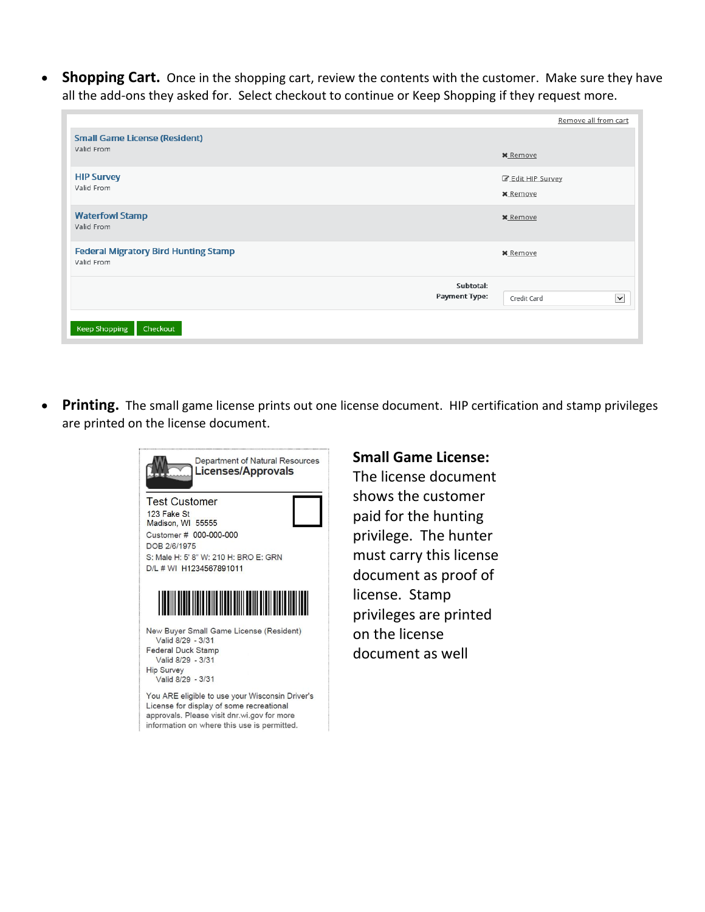- **Shopping Cart.** Once in the shopping cart, review the contents with the customer. Make sure they have all the add-ons they asked for. Select checkout to continue or Keep Shopping if they request more.

Remove all from cart

| | |
|---|---|
| **Small Game License (Resident)**<br>Valid From | ✖ Remove |
| **HIP Survey**<br>Valid From | Edit HIP Survey<br>✖ Remove |
| **Waterfowl Stamp**<br>Valid From | ✖ Remove |
| **Federal Migratory Bird Hunting Stamp**<br>Valid From | ✖ Remove |
| Subtotal:<br>Payment Type: | Credit Card |

Keep Shopping | Checkout

- **Printing.** The small game license prints out one license document. HIP certification and stamp privileges are printed on the license document.

Department of Natural Resources
Licenses/Approvals

Test Customer
123 Fake St
Madison, WI 55555
Customer # 000-000-000
DOB 2/6/1975
S: Male H: 5' 8" W: 210 H: BRO E: GRN
D/L # WI H1234567891011

New Buyer Small Game License (Resident)
Valid 8/29 - 3/31
Federal Duck Stamp
Valid 8/29 - 3/31
Hip Survey
Valid 8/29 - 3/31

You ARE eligible to use your Wisconsin Driver's License for display of some recreational approvals. Please visit dnr.wi.gov for more information on where this use is permitted.

**Small Game License:** The license document shows the customer paid for the hunting privilege. The hunter must carry this license document as proof of license. Stamp privileges are printed on the license document as well